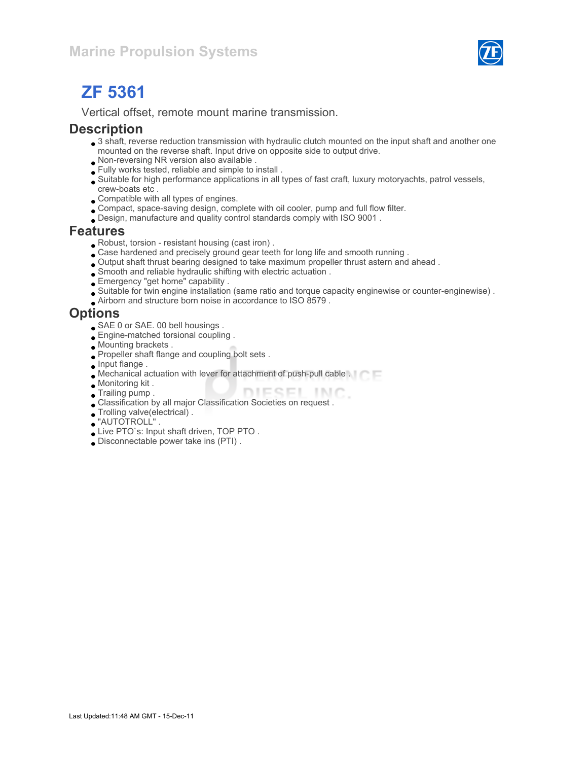Marine Propulsion Systems

# ZF 5361

Vertical offset, remote mount marine transmission.

## Description

- 3 shaft, reverse reduction transmission with hydraulic clutch mounted on the input shaft and another one mounted on the reverse shaft. Input drive on opposite side to output drive.
- Non-reversing NR version also available .
- Fully works tested, reliable and simple to install .
- Suitable for high performance applications in all types of fast craft, luxury motoryachts, patrol vessels, crew-boats etc .
- Compatible with all types of engines.
- Compact, space-saving design, complete with oil cooler, pump and full flow filter.
- Design, manufacture and quality control standards comply with ISO 9001 .

## Features

- Robust, torsion - resistant housing (cast iron) .
- Case hardened and precisely ground gear teeth for long life and smooth running .
- Output shaft thrust bearing designed to take maximum propeller thrust astern and ahead .
- Smooth and reliable hydraulic shifting with electric actuation .
- Emergency "get home" capability .
- Suitable for twin engine installation (same ratio and torque capacity enginewise or counter-enginewise) .
- Airborn and structure born noise in accordance to ISO 8579 .

## Options

- SAE 0 or SAE. 00 bell housings .
- Engine-matched torsional coupling .
- Mounting brackets .
- Propeller shaft flange and coupling bolt sets .
- Input flange .
- Mechanical actuation with lever for attachment of push-pull cable .
- Monitoring kit .
- Trailing pump .
- Classification by all major Classification Societies on request .
- Trolling valve(electrical) .
- "AUTOTROLL" .
- Live PTO`s: Input shaft driven, TOP PTO .
- Disconnectable power take ins (PTI) .

Last Updated:11:48 AM GMT - 15-Dec-11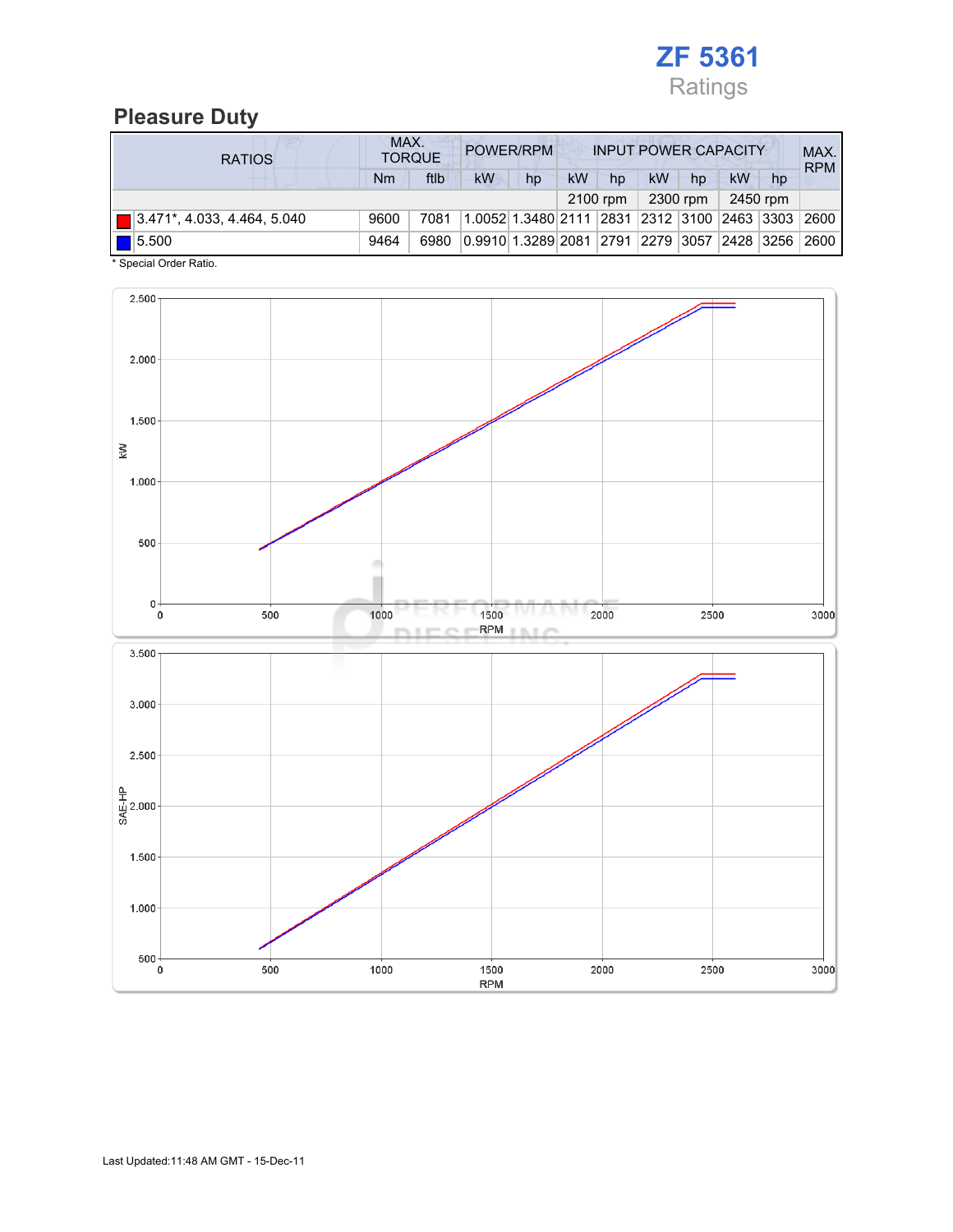# ZF 5361

Ratings

## Pleasure Duty

| RATIOS | MAX. TORQUE | | POWER/RPM | | INPUT POWER CAPACITY | | | | | | MAX. RPM |
|---|---|---|---|---|---|---|---|---|---|---|---|
| | Nm | ftlb | kW | hp | kW | hp | kW | hp | kW | hp | |
| | | | | | 2100 rpm | | 2300 rpm | | 2450 rpm | | |
| 3.471*, 4.033, 4.464, 5.040 | 9600 | 7081 | 1.0052 | 1.3480 | 2111 | 2831 | 2312 | 3100 | 2463 | 3303 | 2600 |
| 5.500 | 9464 | 6980 | 0.9910 | 1.3289 | 2081 | 2791 | 2279 | 3057 | 2428 | 3256 | 2600 |

* Special Order Ratio.

Last Updated:11:48 AM GMT - 15-Dec-11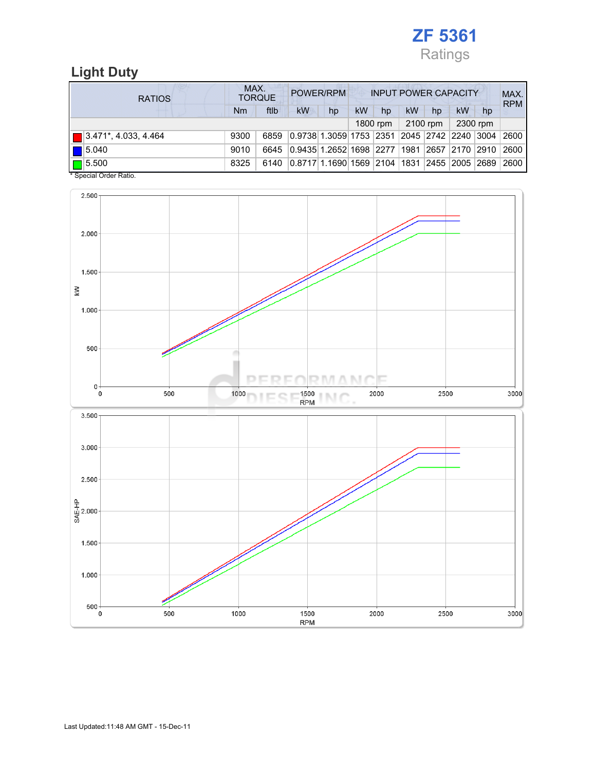# ZF 5361

Ratings

## Light Duty

| RATIOS | MAX. TORQUE | | POWER/RPM | | INPUT POWER CAPACITY | | | | | | MAX. RPM |
|---|---|---|---|---|---|---|---|---|---|---|---|
| | Nm | ftlb | kW | hp | kW | hp | kW | hp | kW | hp | |
| | | | | | 1800 rpm | | 2100 rpm | | 2300 rpm | | |
| 3.471*, 4.033, 4.464 | 9300 | 6859 | 0.9738 | 1.3059 | 1753 | 2351 | 2045 | 2742 | 2240 | 3004 | 2600 |
| 5.040 | 9010 | 6645 | 0.9435 | 1.2652 | 1698 | 2277 | 1981 | 2657 | 2170 | 2910 | 2600 |
| 5.500 | 8325 | 6140 | 0.8717 | 1.1690 | 1569 | 2104 | 1831 | 2455 | 2005 | 2689 | 2600 |

* Special Order Ratio.

Last Updated:11:48 AM GMT - 15-Dec-11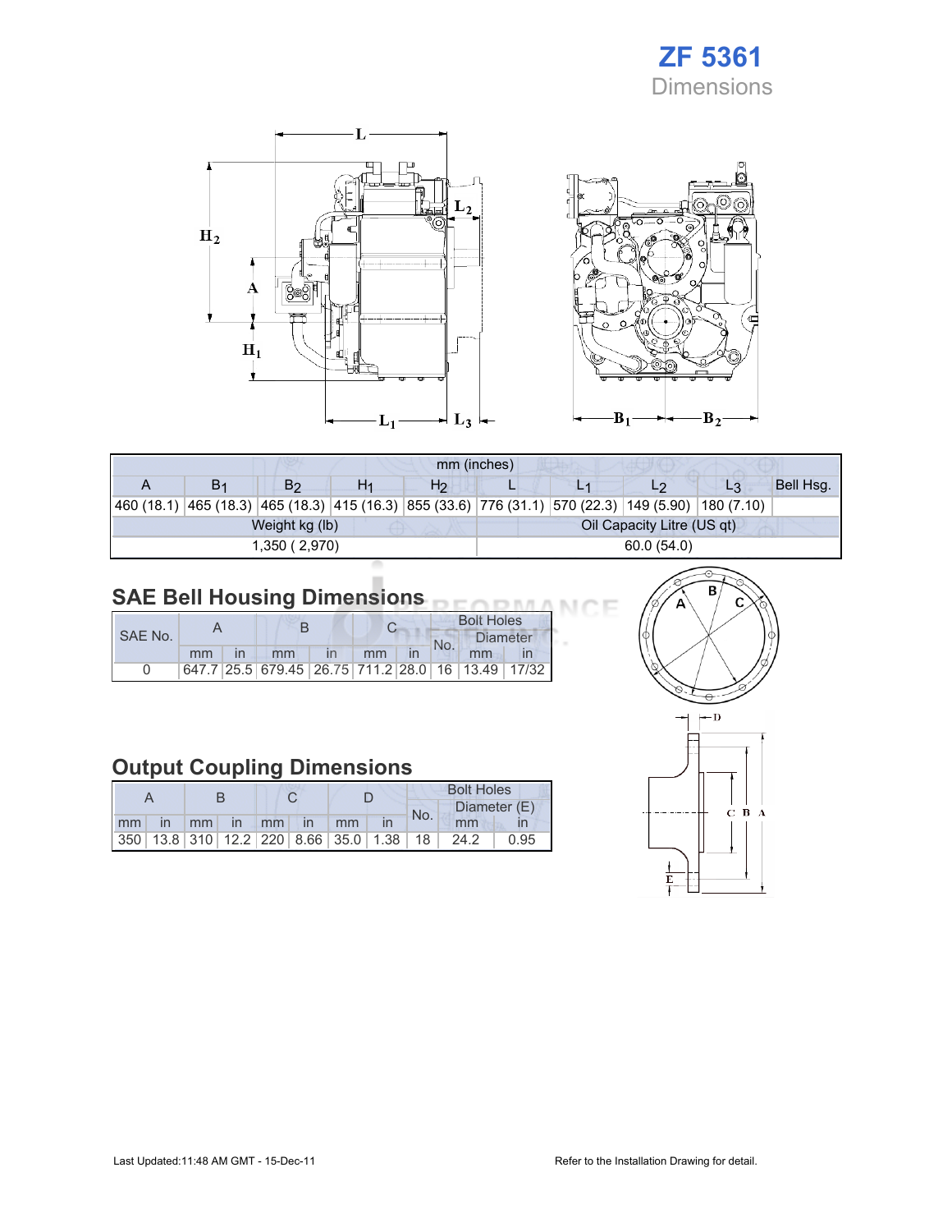# ZF 5361

## Dimensions

| mm (inches) | | | | | | | | | |
|---|---|---|---|---|---|---|---|---|---|
| A | $B_1$ | $B_2$ | $H_1$ | $H_2$ | L | $L_1$ | $L_2$ | $L_3$ | Bell Hsg. |
| 460 (18.1) | 465 (18.3) | 465 (18.3) | 415 (16.3) | 855 (33.6) | 776 (31.1) | 570 (22.3) | 149 (5.90) | 180 (7.10) | |

| Weight kg (lb) | Oil Capacity Litre (US qt) |
|---|---|
| 1,350 ( 2,970) | 60.0 (54.0) |

## SAE Bell Housing Dimensions

| SAE No. | A | | B | | C | | Bolt Holes | | |
|---|---|---|---|---|---|---|---|---|---|
| | | | | | | | No. | Diameter | |
| | mm | in | mm | in | mm | in | | mm | in |
| 0 | 647.7 | 25.5 | 679.45 | 26.75 | 711.2 | 28.0 | 16 | 13.49 | 17/32 |

## Output Coupling Dimensions

| A | | B | | C | | D | | Bolt Holes | | |
|---|---|---|---|---|---|---|---|---|---|---|
| | | | | | | | | No. | Diameter (E) | |
| mm | in | mm | in | mm | in | mm | in | | mm | in |
| 350 | 13.8 | 310 | 12.2 | 220 | 8.66 | 35.0 | 1.38 | 18 | 24.2 | 0.95 |

Last Updated:11:48 AM GMT - 15-Dec-11

Refer to the Installation Drawing for detail.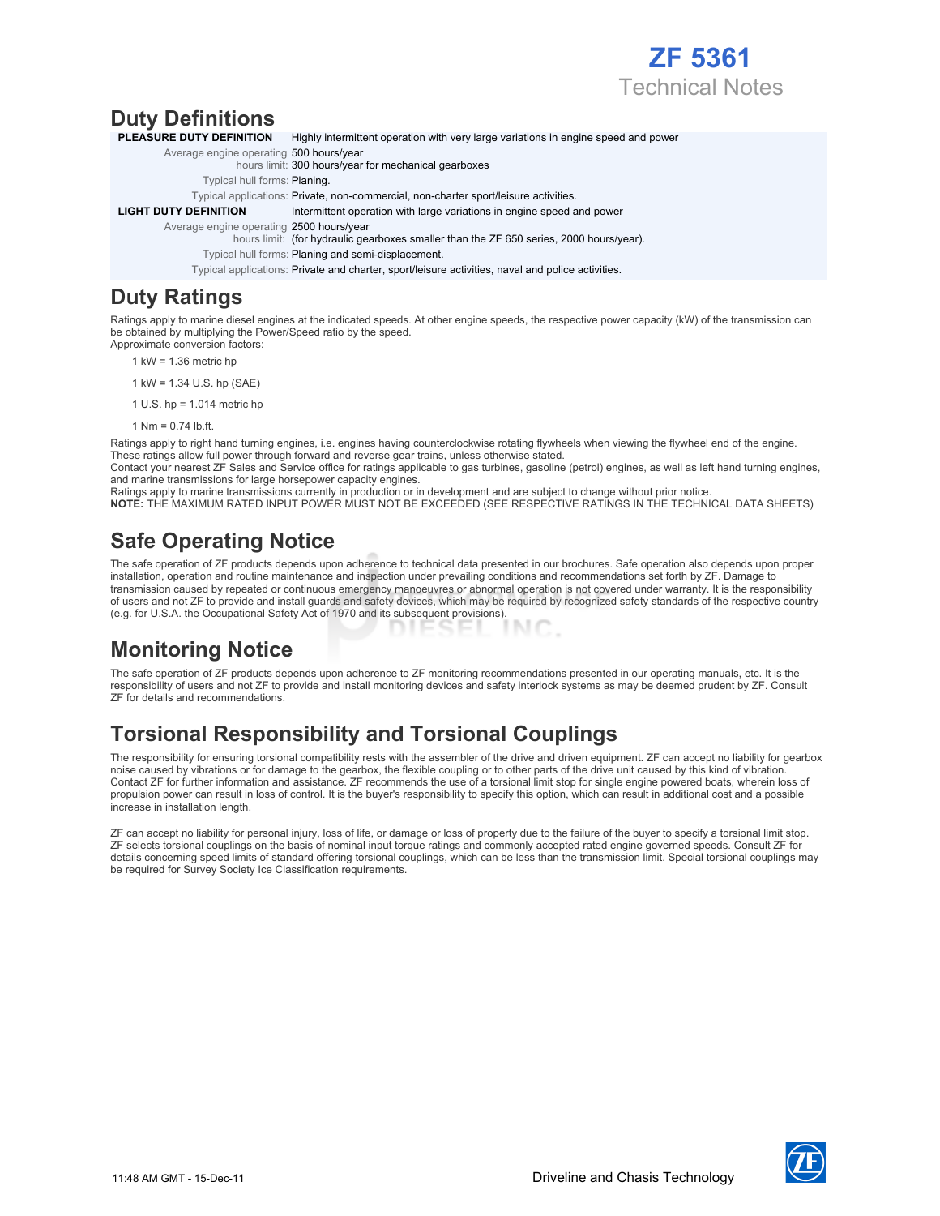# ZF 5361

## Technical Notes

## Duty Definitions

| | |
|---|---|
| **PLEASURE DUTY DEFINITION** | Highly intermittent operation with very large variations in engine speed and power |
| Average engine operating hours limit: | 500 hours/year<br>300 hours/year for mechanical gearboxes |
| Typical hull forms: | Planing. |
| Typical applications: | Private, non-commercial, non-charter sport/leisure activities. |
| **LIGHT DUTY DEFINITION** | Intermittent operation with large variations in engine speed and power |
| Average engine operating hours limit: | 2500 hours/year<br>(for hydraulic gearboxes smaller than the ZF 650 series, 2000 hours/year). |
| Typical hull forms: | Planing and semi-displacement. |
| Typical applications: | Private and charter, sport/leisure activities, naval and police activities. |

## Duty Ratings

Ratings apply to marine diesel engines at the indicated speeds. At other engine speeds, the respective power capacity (kW) of the transmission can be obtained by multiplying the Power/Speed ratio by the speed.
Approximate conversion factors:

1 kW = 1.36 metric hp

1 kW = 1.34 U.S. hp (SAE)

1 U.S. hp = 1.014 metric hp

1 Nm = 0.74 lb.ft.

Ratings apply to right hand turning engines, i.e. engines having counterclockwise rotating flywheels when viewing the flywheel end of the engine.
These ratings allow full power through forward and reverse gear trains, unless otherwise stated.
Contact your nearest ZF Sales and Service office for ratings applicable to gas turbines, gasoline (petrol) engines, as well as left hand turning engines, and marine transmissions for large horsepower capacity engines.
Ratings apply to marine transmissions currently in production or in development and are subject to change without prior notice.
**NOTE:** THE MAXIMUM RATED INPUT POWER MUST NOT BE EXCEEDED (SEE RESPECTIVE RATINGS IN THE TECHNICAL DATA SHEETS)

## Safe Operating Notice

The safe operation of ZF products depends upon adherence to technical data presented in our brochures. Safe operation also depends upon proper installation, operation and routine maintenance and inspection under prevailing conditions and recommendations set forth by ZF. Damage to transmission caused by repeated or continuous emergency manoeuvres or abnormal operation is not covered under warranty. It is the responsibility of users and not ZF to provide and install guards and safety devices, which may be required by recognized safety standards of the respective country (e.g. for U.S.A. the Occupational Safety Act of 1970 and its subsequent provisions).

## Monitoring Notice

The safe operation of ZF products depends upon adherence to ZF monitoring recommendations presented in our operating manuals, etc. It is the responsibility of users and not ZF to provide and install monitoring devices and safety interlock systems as may be deemed prudent by ZF. Consult ZF for details and recommendations.

## Torsional Responsibility and Torsional Couplings

The responsibility for ensuring torsional compatibility rests with the assembler of the drive and driven equipment. ZF can accept no liability for gearbox noise caused by vibrations or for damage to the gearbox, the flexible coupling or to other parts of the drive unit caused by this kind of vibration. Contact ZF for further information and assistance. ZF recommends the use of a torsional limit stop for single engine powered boats, wherein loss of propulsion power can result in loss of control. It is the buyer's responsibility to specify this option, which can result in additional cost and a possible increase in installation length.

ZF can accept no liability for personal injury, loss of life, or damage or loss of property due to the failure of the buyer to specify a torsional limit stop. ZF selects torsional couplings on the basis of nominal input torque ratings and commonly accepted rated engine governed speeds. Consult ZF for details concerning speed limits of standard offering torsional couplings, which can be less than the transmission limit. Special torsional couplings may be required for Survey Society Ice Classification requirements.